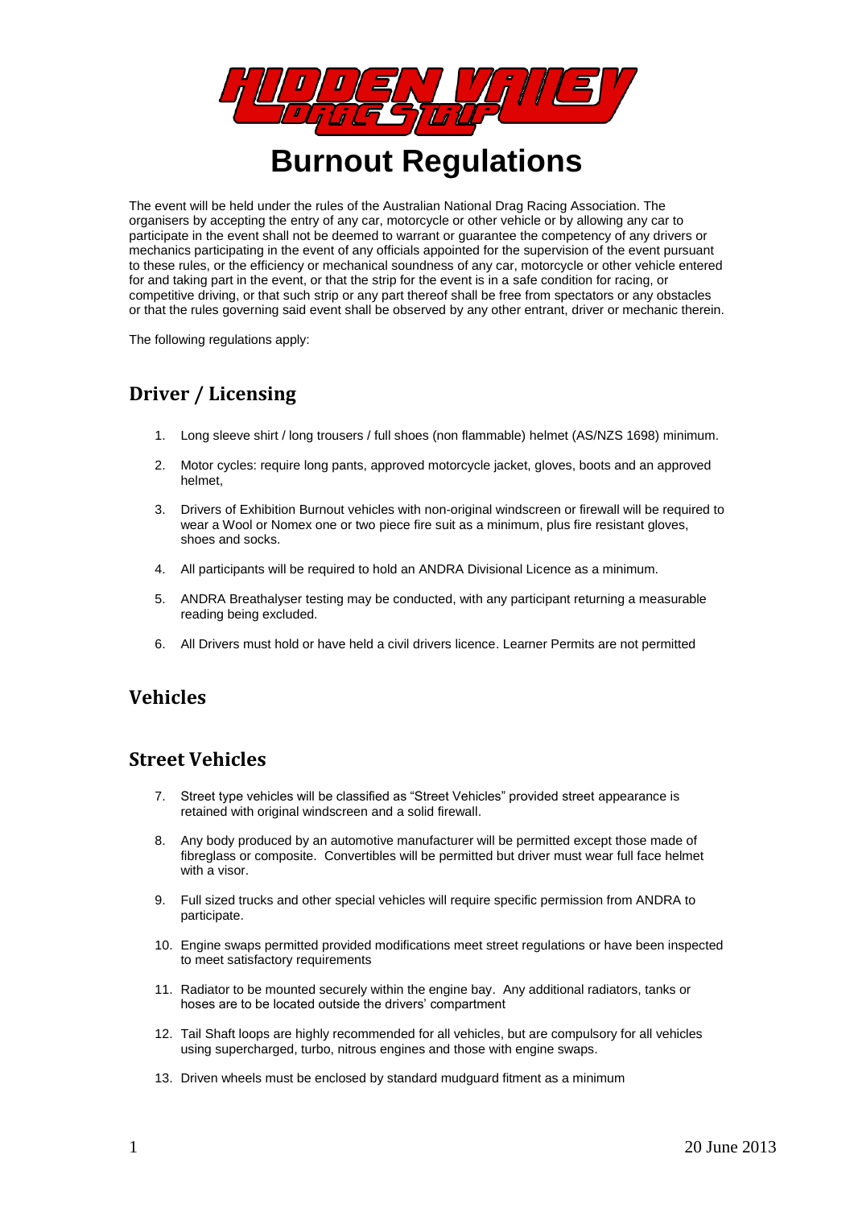# Burnout Regulations

The event will be held under the rules of the Australian National Drag Racing Association. The organisers by accepting the entry of any car, motorcycle or other vehicle or by allowing any car to participate in the event shall not be deemed to warrant or guarantee the competency of any drivers or mechanics participating in the event of any officials appointed for the supervision of the event pursuant to these rules, or the efficiency or mechanical soundness of any car, motorcycle or other vehicle entered for and taking part in the event, or that the strip for the event is in a safe condition for racing, or competitive driving, or that such strip or any part thereof shall be free from spectators or any obstacles or that the rules governing said event shall be observed by any other entrant, driver or mechanic therein.

The following regulations apply:

## Driver / Licensing

1. Long sleeve shirt / long trousers / full shoes (non flammable) helmet (AS/NZS 1698) minimum.
2. Motor cycles: require long pants, approved motorcycle jacket, gloves, boots and an approved helmet,
3. Drivers of Exhibition Burnout vehicles with non-original windscreen or firewall will be required to wear a Wool or Nomex one or two piece fire suit as a minimum, plus fire resistant gloves, shoes and socks.
4. All participants will be required to hold an ANDRA Divisional Licence as a minimum.
5. ANDRA Breathalyser testing may be conducted, with any participant returning a measurable reading being excluded.
6. All Drivers must hold or have held a civil drivers licence. Learner Permits are not permitted

## Vehicles

## Street Vehicles

7. Street type vehicles will be classified as "Street Vehicles" provided street appearance is retained with original windscreen and a solid firewall.
8. Any body produced by an automotive manufacturer will be permitted except those made of fibreglass or composite. Convertibles will be permitted but driver must wear full face helmet with a visor.
9. Full sized trucks and other special vehicles will require specific permission from ANDRA to participate.
10. Engine swaps permitted provided modifications meet street regulations or have been inspected to meet satisfactory requirements
11. Radiator to be mounted securely within the engine bay. Any additional radiators, tanks or hoses are to be located outside the drivers' compartment
12. Tail Shaft loops are highly recommended for all vehicles, but are compulsory for all vehicles using supercharged, turbo, nitrous engines and those with engine swaps.
13. Driven wheels must be enclosed by standard mudguard fitment as a minimum

20 June 2013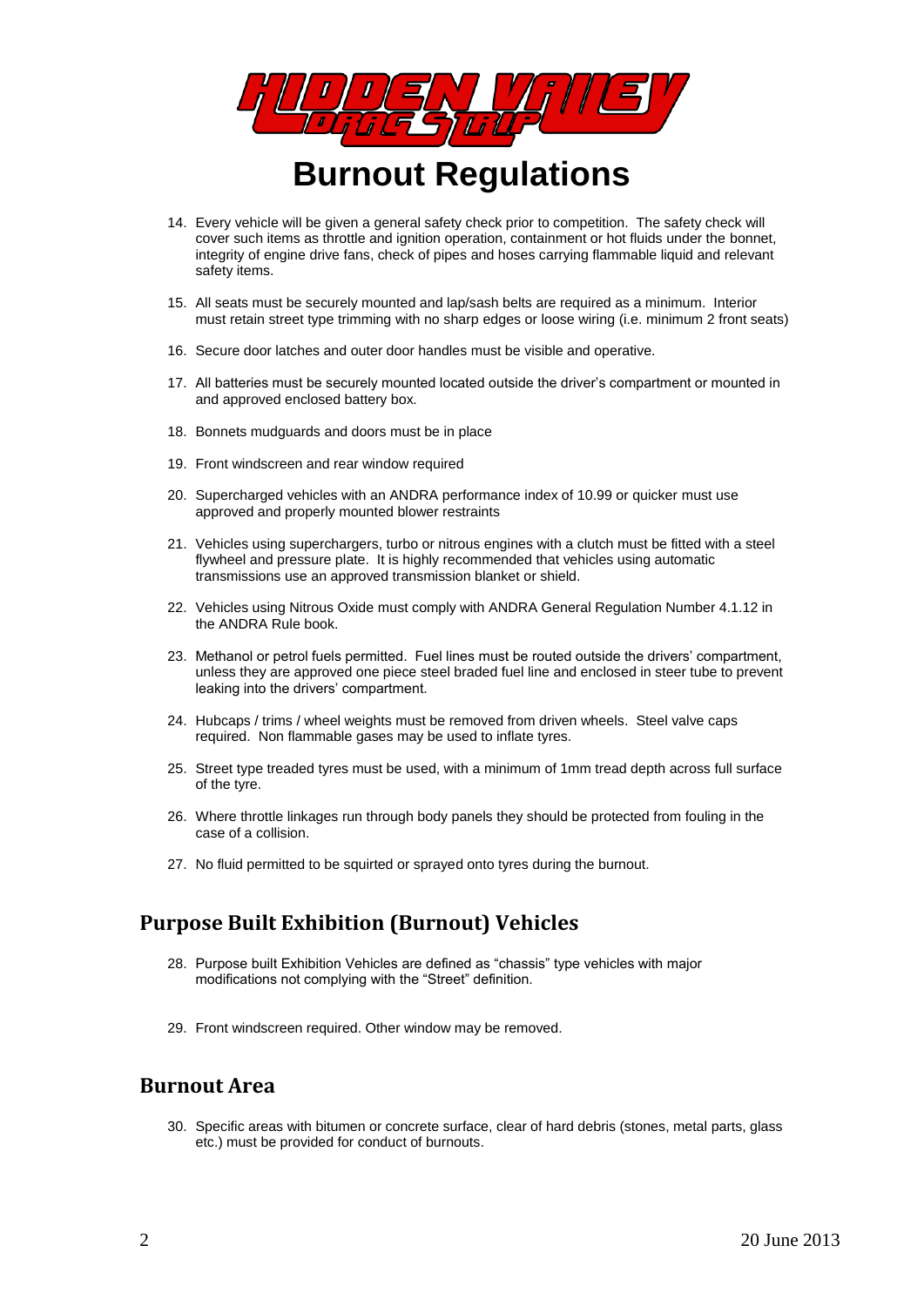# Burnout Regulations

14. Every vehicle will be given a general safety check prior to competition. The safety check will cover such items as throttle and ignition operation, containment or hot fluids under the bonnet, integrity of engine drive fans, check of pipes and hoses carrying flammable liquid and relevant safety items.

15. All seats must be securely mounted and lap/sash belts are required as a minimum. Interior must retain street type trimming with no sharp edges or loose wiring (i.e. minimum 2 front seats)

16. Secure door latches and outer door handles must be visible and operative.

17. All batteries must be securely mounted located outside the driver's compartment or mounted in and approved enclosed battery box.

18. Bonnets mudguards and doors must be in place

19. Front windscreen and rear window required

20. Supercharged vehicles with an ANDRA performance index of 10.99 or quicker must use approved and properly mounted blower restraints

21. Vehicles using superchargers, turbo or nitrous engines with a clutch must be fitted with a steel flywheel and pressure plate. It is highly recommended that vehicles using automatic transmissions use an approved transmission blanket or shield.

22. Vehicles using Nitrous Oxide must comply with ANDRA General Regulation Number 4.1.12 in the ANDRA Rule book.

23. Methanol or petrol fuels permitted. Fuel lines must be routed outside the drivers' compartment, unless they are approved one piece steel braded fuel line and enclosed in steer tube to prevent leaking into the drivers' compartment.

24. Hubcaps / trims / wheel weights must be removed from driven wheels. Steel valve caps required. Non flammable gases may be used to inflate tyres.

25. Street type treaded tyres must be used, with a minimum of 1mm tread depth across full surface of the tyre.

26. Where throttle linkages run through body panels they should be protected from fouling in the case of a collision.

27. No fluid permitted to be squirted or sprayed onto tyres during the burnout.

## Purpose Built Exhibition (Burnout) Vehicles

28. Purpose built Exhibition Vehicles are defined as "chassis" type vehicles with major modifications not complying with the "Street" definition.

29. Front windscreen required. Other window may be removed.

## Burnout Area

30. Specific areas with bitumen or concrete surface, clear of hard debris (stones, metal parts, glass etc.) must be provided for conduct of burnouts.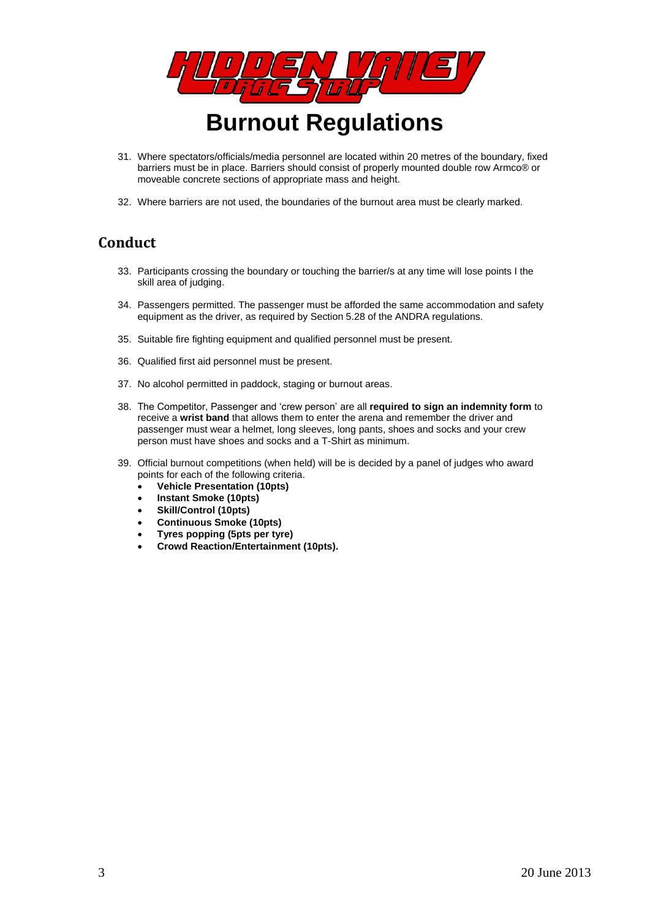# Burnout Regulations

31. Where spectators/officials/media personnel are located within 20 metres of the boundary, fixed barriers must be in place. Barriers should consist of properly mounted double row Armco® or moveable concrete sections of appropriate mass and height.

32. Where barriers are not used, the boundaries of the burnout area must be clearly marked.

## Conduct

33. Participants crossing the boundary or touching the barrier/s at any time will lose points I the skill area of judging.

34. Passengers permitted. The passenger must be afforded the same accommodation and safety equipment as the driver, as required by Section 5.28 of the ANDRA regulations.

35. Suitable fire fighting equipment and qualified personnel must be present.

36. Qualified first aid personnel must be present.

37. No alcohol permitted in paddock, staging or burnout areas.

38. The Competitor, Passenger and 'crew person' are all **required to sign an indemnity form** to receive a **wrist band** that allows them to enter the arena and remember the driver and passenger must wear a helmet, long sleeves, long pants, shoes and socks and your crew person must have shoes and socks and a T-Shirt as minimum.

39. Official burnout competitions (when held) will be is decided by a panel of judges who award points for each of the following criteria.
    - **Vehicle Presentation (10pts)**
    - **Instant Smoke (10pts)**
    - **Skill/Control (10pts)**
    - **Continuous Smoke (10pts)**
    - **Tyres popping (5pts per tyre)**
    - **Crowd Reaction/Entertainment (10pts).**

20 June 2013